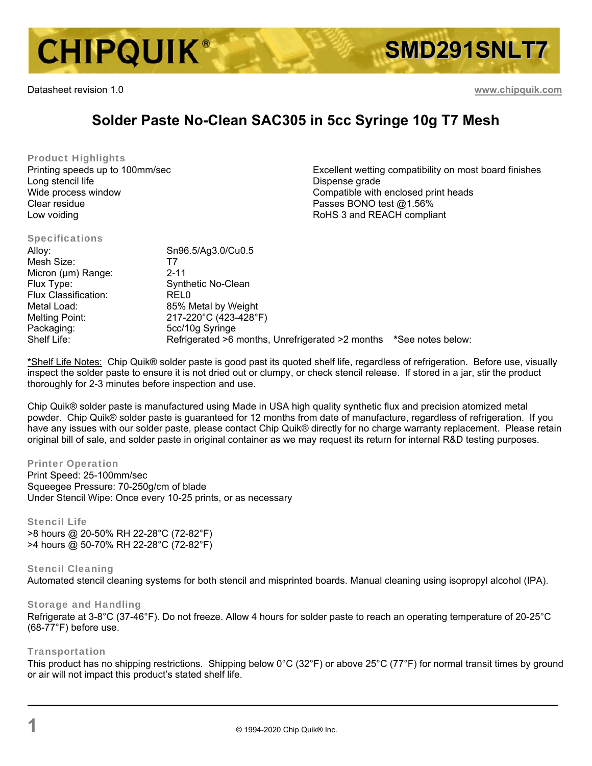# CHIPQUIK® SMD291SNLT7

Datasheet revision 1.0

www.chipquik.com

## Solder Paste No-Clean SAC305 in 5cc Syringe 10g T7 Mesh

### Product Highlights

Printing speeds up to 100mm/sec
Long stencil life
Wide process window
Clear residue
Low voiding
Excellent wetting compatibility on most board finishes
Dispense grade
Compatible with enclosed print heads
Passes BONO test @1.56%
RoHS 3 and REACH compliant

### Specifications

| | |
|---|---|
| Alloy: | Sn96.5/Ag3.0/Cu0.5 |
| Mesh Size: | T7 |
| Micron (µm) Range: | 2-11 |
| Flux Type: | Synthetic No-Clean |
| Flux Classification: | REL0 |
| Metal Load: | 85% Metal by Weight |
| Melting Point: | 217-220°C (423-428°F) |
| Packaging: | 5cc/10g Syringe |
| Shelf Life: | Refrigerated >6 months, Unrefrigerated >2 months *See notes below: |

*Shelf Life Notes: Chip Quik® solder paste is good past its quoted shelf life, regardless of refrigeration. Before use, visually inspect the solder paste to ensure it is not dried out or clumpy, or check stencil release. If stored in a jar, stir the product thoroughly for 2-3 minutes before inspection and use.

Chip Quik® solder paste is manufactured using Made in USA high quality synthetic flux and precision atomized metal powder. Chip Quik® solder paste is guaranteed for 12 months from date of manufacture, regardless of refrigeration. If you have any issues with our solder paste, please contact Chip Quik® directly for no charge warranty replacement. Please retain original bill of sale, and solder paste in original container as we may request its return for internal R&D testing purposes.

### Printer Operation

Print Speed: 25-100mm/sec
Squeegee Pressure: 70-250g/cm of blade
Under Stencil Wipe: Once every 10-25 prints, or as necessary

### Stencil Life

>8 hours @ 20-50% RH 22-28°C (72-82°F)
>4 hours @ 50-70% RH 22-28°C (72-82°F)

### Stencil Cleaning

Automated stencil cleaning systems for both stencil and misprinted boards. Manual cleaning using isopropyl alcohol (IPA).

### Storage and Handling

Refrigerate at 3-8°C (37-46°F). Do not freeze. Allow 4 hours for solder paste to reach an operating temperature of 20-25°C (68-77°F) before use.

### Transportation

This product has no shipping restrictions. Shipping below 0°C (32°F) or above 25°C (77°F) for normal transit times by ground or air will not impact this product's stated shelf life.

© 1994-2020 Chip Quik® Inc.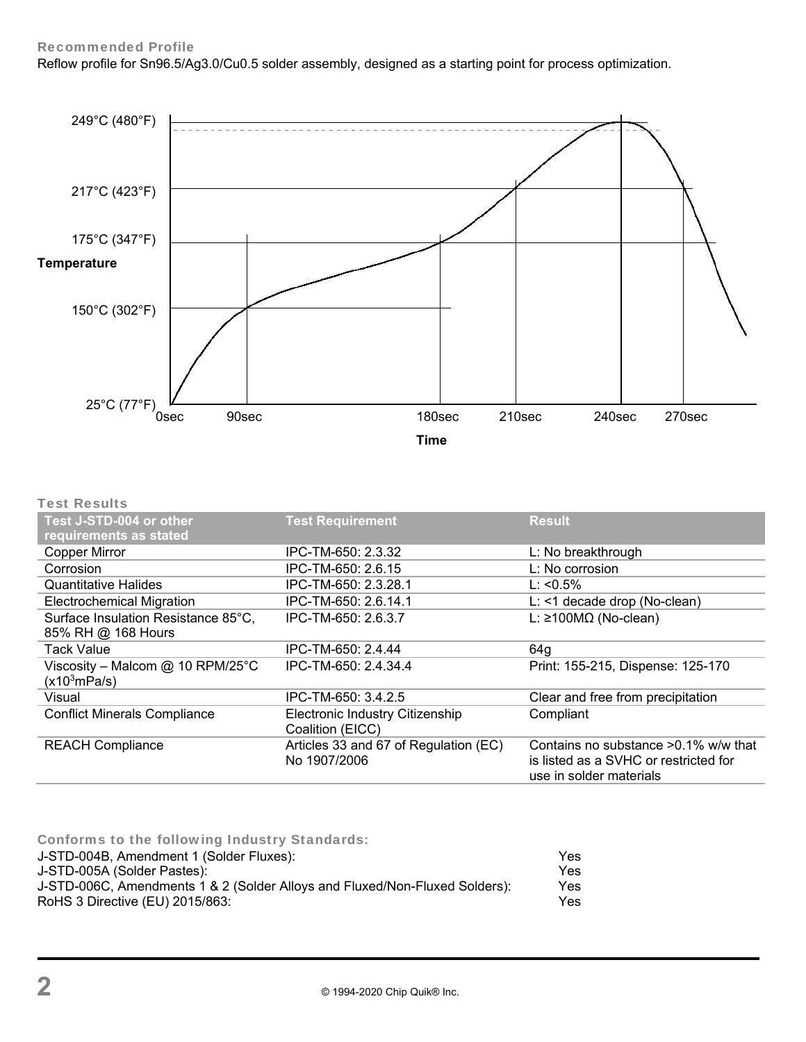### Recommended Profile

Reflow profile for Sn96.5/Ag3.0/Cu0.5 solder assembly, designed as a starting point for process optimization.

249°C (480°F)

217°C (423°F)

175°C (347°F)

Temperature

150°C (302°F)

25°C (77°F)

0sec 90sec 180sec 210sec 240sec 270sec

Time

### Test Results

| Test J-STD-004 or other requirements as stated | Test Requirement | Result |
|---|---|---|
| Copper Mirror | IPC-TM-650: 2.3.32 | L: No breakthrough |
| Corrosion | IPC-TM-650: 2.6.15 | L: No corrosion |
| Quantitative Halides | IPC-TM-650: 2.3.28.1 | L: <0.5% |
| Electrochemical Migration | IPC-TM-650: 2.6.14.1 | L: <1 decade drop (No-clean) |
| Surface Insulation Resistance 85°C, 85% RH @ 168 Hours | IPC-TM-650: 2.6.3.7 | L: ≥100MΩ (No-clean) |
| Tack Value | IPC-TM-650: 2.4.44 | 64g |
| Viscosity – Malcom @ 10 RPM/25°C ($x10^3$mPa/s) | IPC-TM-650: 2.4.34.4 | Print: 155-215, Dispense: 125-170 |
| Visual | IPC-TM-650: 3.4.2.5 | Clear and free from precipitation |
| Conflict Minerals Compliance | Electronic Industry Citizenship Coalition (EICC) | Compliant |
| REACH Compliance | Articles 33 and 67 of Regulation (EC) No 1907/2006 | Contains no substance >0.1% w/w that is listed as a SVHC or restricted for use in solder materials |

### Conforms to the following Industry Standards:

| | |
|---|---|
| J-STD-004B, Amendment 1 (Solder Fluxes): | Yes |
| J-STD-005A (Solder Pastes): | Yes |
| J-STD-006C, Amendments 1 & 2 (Solder Alloys and Fluxed/Non-Fluxed Solders): | Yes |
| RoHS 3 Directive (EU) 2015/863: | Yes |

© 1994-2020 Chip Quik® Inc.